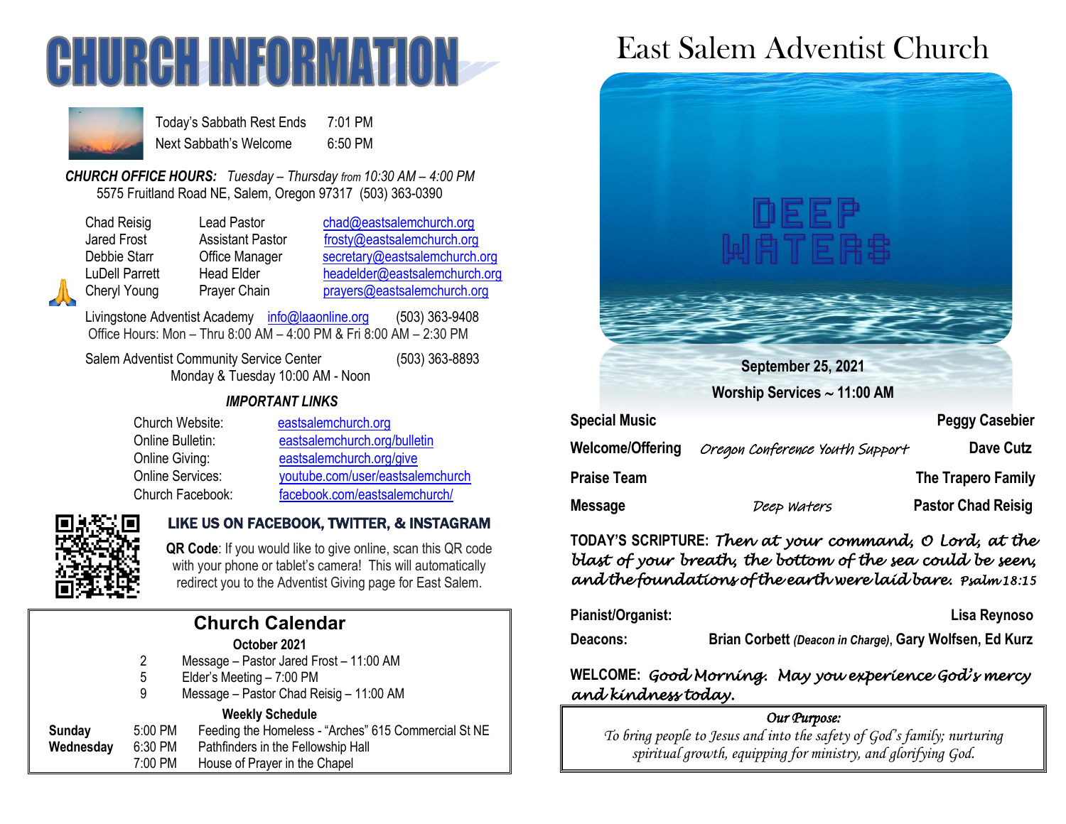# CHURCH INFORMATION

| | |
|---|---|
| Today's Sabbath Rest Ends | 7:01 PM |
| Next Sabbath's Welcome | 6:50 PM |

***CHURCH OFFICE HOURS:*** *Tuesday – Thursday from 10:30 AM – 4:00 PM*
5575 Fruitland Road NE, Salem, Oregon 97317 (503) 363-0390

| | | |
|---|---|---|
| Chad Reisig | Lead Pastor | chad@eastsalemchurch.org |
| Jared Frost | Assistant Pastor | frosty@eastsalemchurch.org |
| Debbie Starr | Office Manager | secretary@eastsalemchurch.org |
| LuDell Parrett | Head Elder | headelder@eastsalemchurch.org |
| Cheryl Young | Prayer Chain | prayers@eastsalemchurch.org |

Livingstone Adventist Academy info@laaonline.org (503) 363-9408
Office Hours: Mon – Thru 8:00 AM – 4:00 PM & Fri 8:00 AM – 2:30 PM

Salem Adventist Community Service Center (503) 363-8893
Monday & Tuesday 10:00 AM - Noon

***IMPORTANT LINKS***

| | |
|---|---|
| Church Website: | eastsalemchurch.org |
| Online Bulletin: | eastsalemchurch.org/bulletin |
| Online Giving: | eastsalemchurch.org/give |
| Online Services: | youtube.com/user/eastsalemchurch |
| Church Facebook: | facebook.com/eastsalemchurch/ |

**LIKE US ON FACEBOOK, TWITTER, & INSTAGRAM**

**QR Code**: If you would like to give online, scan this QR code with your phone or tablet's camera! This will automatically redirect you to the Adventist Giving page for East Salem.

## Church Calendar

**October 2021**

- 2 Message – Pastor Jared Frost – 11:00 AM
- 5 Elder's Meeting – 7:00 PM
- 9 Message – Pastor Chad Reisig – 11:00 AM

**Weekly Schedule**

| | | |
|---|---|---|
| **Sunday** | 5:00 PM | Feeding the Homeless - "Arches" 615 Commercial St NE |
| **Wednesday** | 6:30 PM | Pathfinders in the Fellowship Hall |
| | 7:00 PM | House of Prayer in the Chapel |

# East Salem Adventist Church

DEEP WATERS

**September 25, 2021**

**Worship Services ~ 11:00 AM**

| | | |
|---|---|---|
| **Special Music** | | **Peggy Casebier** |
| **Welcome/Offering** | *Oregon Conference Youth Support* | **Dave Cutz** |
| **Praise Team** | | **The Trapero Family** |
| **Message** | *Deep Waters* | **Pastor Chad Reisig** |

**TODAY'S SCRIPTURE:** *Then at your command, O Lord, at the blast of your breath, the bottom of the sea could be seen, and the foundations of the earth were laid bare. Psalm 18:15*

**Pianist/Organist:** **Lisa Reynoso**

**Deacons:** **Brian Corbett** ***(Deacon in Charge)***, **Gary Wolfsen, Ed Kurz**

**WELCOME:** *Good Morning. May you experience God's mercy and kindness today.*

*Our Purpose:*
*To bring people to Jesus and into the safety of God's family; nurturing spiritual growth, equipping for ministry, and glorifying God.*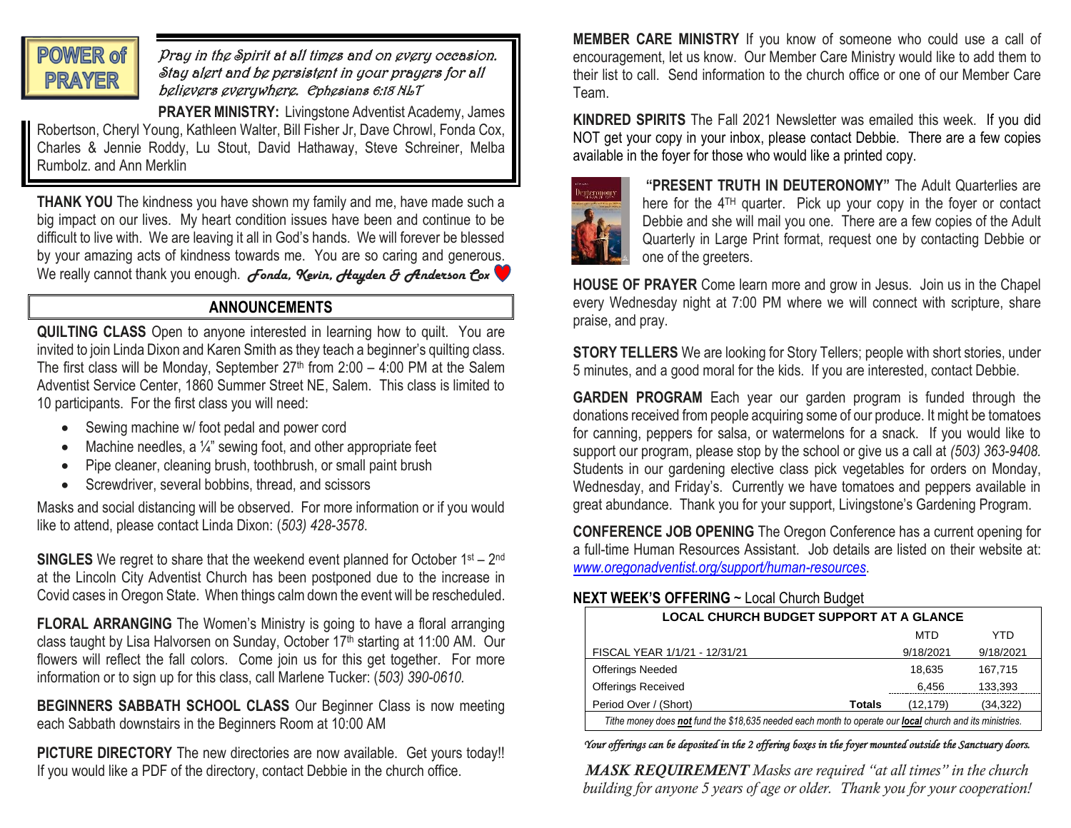**POWER of PRAYER**

*Pray in the Spirit at all times and on every occasion. Stay alert and be persistent in your prayers for all believers everywhere. Ephesians 6:18 NLT*

**PRAYER MINISTRY:** Livingstone Adventist Academy, James Robertson, Cheryl Young, Kathleen Walter, Bill Fisher Jr, Dave Chrowl, Fonda Cox, Charles & Jennie Roddy, Lu Stout, David Hathaway, Steve Schreiner, Melba Rumbolz. and Ann Merklin

**THANK YOU** The kindness you have shown my family and me, have made such a big impact on our lives. My heart condition issues have been and continue to be difficult to live with. We are leaving it all in God's hands. We will forever be blessed by your amazing acts of kindness towards me. You are so caring and generous. We really cannot thank you enough. *Fonda, Kevin, Hayden & Anderson Cox*

## ANNOUNCEMENTS

**QUILTING CLASS** Open to anyone interested in learning how to quilt. You are invited to join Linda Dixon and Karen Smith as they teach a beginner's quilting class. The first class will be Monday, September 27th from 2:00 – 4:00 PM at the Salem Adventist Service Center, 1860 Summer Street NE, Salem. This class is limited to 10 participants. For the first class you will need:

- Sewing machine w/ foot pedal and power cord
- Machine needles, a ¼" sewing foot, and other appropriate feet
- Pipe cleaner, cleaning brush, toothbrush, or small paint brush
- Screwdriver, several bobbins, thread, and scissors

Masks and social distancing will be observed. For more information or if you would like to attend, please contact Linda Dixon: (*503) 428-3578*.

**SINGLES** We regret to share that the weekend event planned for October 1st – 2nd at the Lincoln City Adventist Church has been postponed due to the increase in Covid cases in Oregon State. When things calm down the event will be rescheduled.

**FLORAL ARRANGING** The Women's Ministry is going to have a floral arranging class taught by Lisa Halvorsen on Sunday, October 17th starting at 11:00 AM. Our flowers will reflect the fall colors. Come join us for this get together. For more information or to sign up for this class, call Marlene Tucker: (*503) 390-0610.*

**BEGINNERS SABBATH SCHOOL CLASS** Our Beginner Class is now meeting each Sabbath downstairs in the Beginners Room at 10:00 AM

**PICTURE DIRECTORY** The new directories are now available. Get yours today!! If you would like a PDF of the directory, contact Debbie in the church office.

**MEMBER CARE MINISTRY** If you know of someone who could use a call of encouragement, let us know. Our Member Care Ministry would like to add them to their list to call. Send information to the church office or one of our Member Care Team.

**KINDRED SPIRITS** The Fall 2021 Newsletter was emailed this week. If you did NOT get your copy in your inbox, please contact Debbie. There are a few copies available in the foyer for those who would like a printed copy.

**"PRESENT TRUTH IN DEUTERONOMY"** The Adult Quarterlies are here for the 4TH quarter. Pick up your copy in the foyer or contact Debbie and she will mail you one. There are a few copies of the Adult Quarterly in Large Print format, request one by contacting Debbie or one of the greeters.

**HOUSE OF PRAYER** Come learn more and grow in Jesus. Join us in the Chapel every Wednesday night at 7:00 PM where we will connect with scripture, share praise, and pray.

**STORY TELLERS** We are looking for Story Tellers; people with short stories, under 5 minutes, and a good moral for the kids. If you are interested, contact Debbie.

**GARDEN PROGRAM** Each year our garden program is funded through the donations received from people acquiring some of our produce. It might be tomatoes for canning, peppers for salsa, or watermelons for a snack. If you would like to support our program, please stop by the school or give us a call at *(503) 363-9408.* Students in our gardening elective class pick vegetables for orders on Monday, Wednesday, and Friday's. Currently we have tomatoes and peppers available in great abundance. Thank you for your support, Livingstone's Gardening Program.

**CONFERENCE JOB OPENING** The Oregon Conference has a current opening for a full-time Human Resources Assistant. Job details are listed on their website at: *www.oregonadventist.org/support/human-resources*.

**NEXT WEEK'S OFFERING** ~ Local Church Budget

| LOCAL CHURCH BUDGET SUPPORT AT A GLANCE | | | |
|---|---|---|---|
| | | MTD | YTD |
| FISCAL YEAR 1/1/21 - 12/31/21 | | 9/18/2021 | 9/18/2021 |
| Offerings Needed | | 18,635 | 167,715 |
| Offerings Received | | 6,456 | 133,393 |
| Period Over / (Short) | **Totals** | (12,179) | (34,322) |

*Tithe money does **not** fund the $18,635 needed each month to operate our **local** church and its ministries.*

*Your offerings can be deposited in the 2 offering boxes in the foyer mounted outside the Sanctuary doors.*

***MASK REQUIREMENT*** *Masks are required "at all times" in the church building for anyone 5 years of age or older. Thank you for your cooperation!*